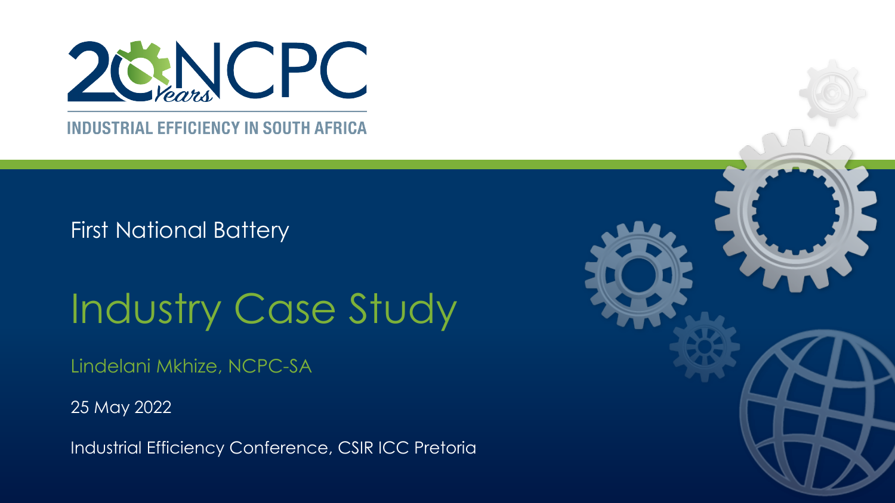20 Years NCPC

INDUSTRIAL EFFICIENCY IN SOUTH AFRICA

First National Battery

# Industry Case Study

Lindelani Mkhize, NCPC-SA

25 May 2022

Industrial Efficiency Conference, CSIR ICC Pretoria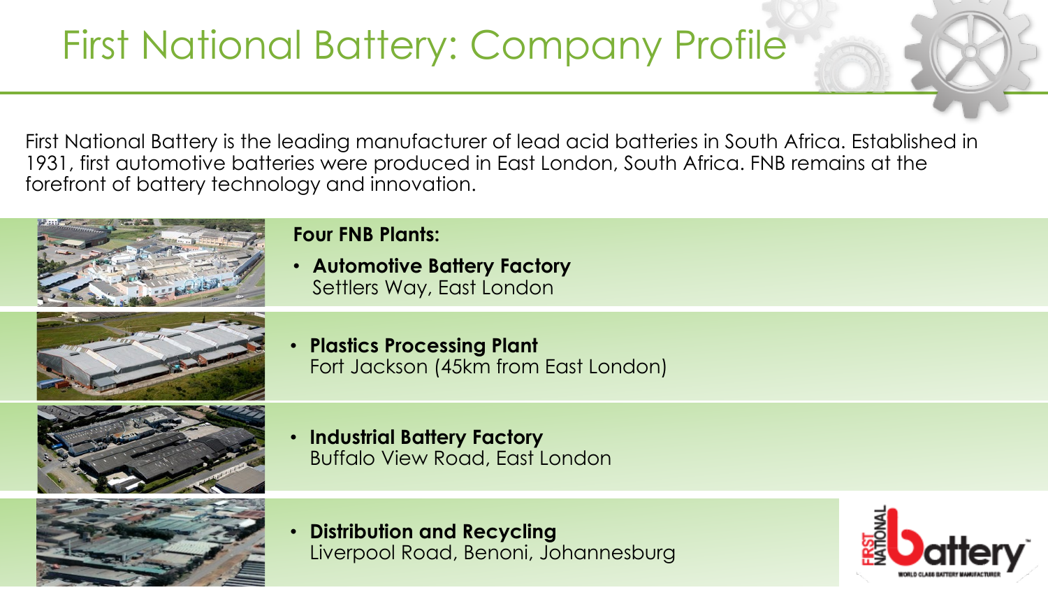# First National Battery: Company Profile

First National Battery is the leading manufacturer of lead acid batteries in South Africa. Established in 1931, first automotive batteries were produced in East London, South Africa. FNB remains at the forefront of battery technology and innovation.

**Four FNB Plants:**

- **Automotive Battery Factory**
  Settlers Way, East London
- **Plastics Processing Plant**
  Fort Jackson (45km from East London)
- **Industrial Battery Factory**
  Buffalo View Road, East London
- **Distribution and Recycling**
  Liverpool Road, Benoni, Johannesburg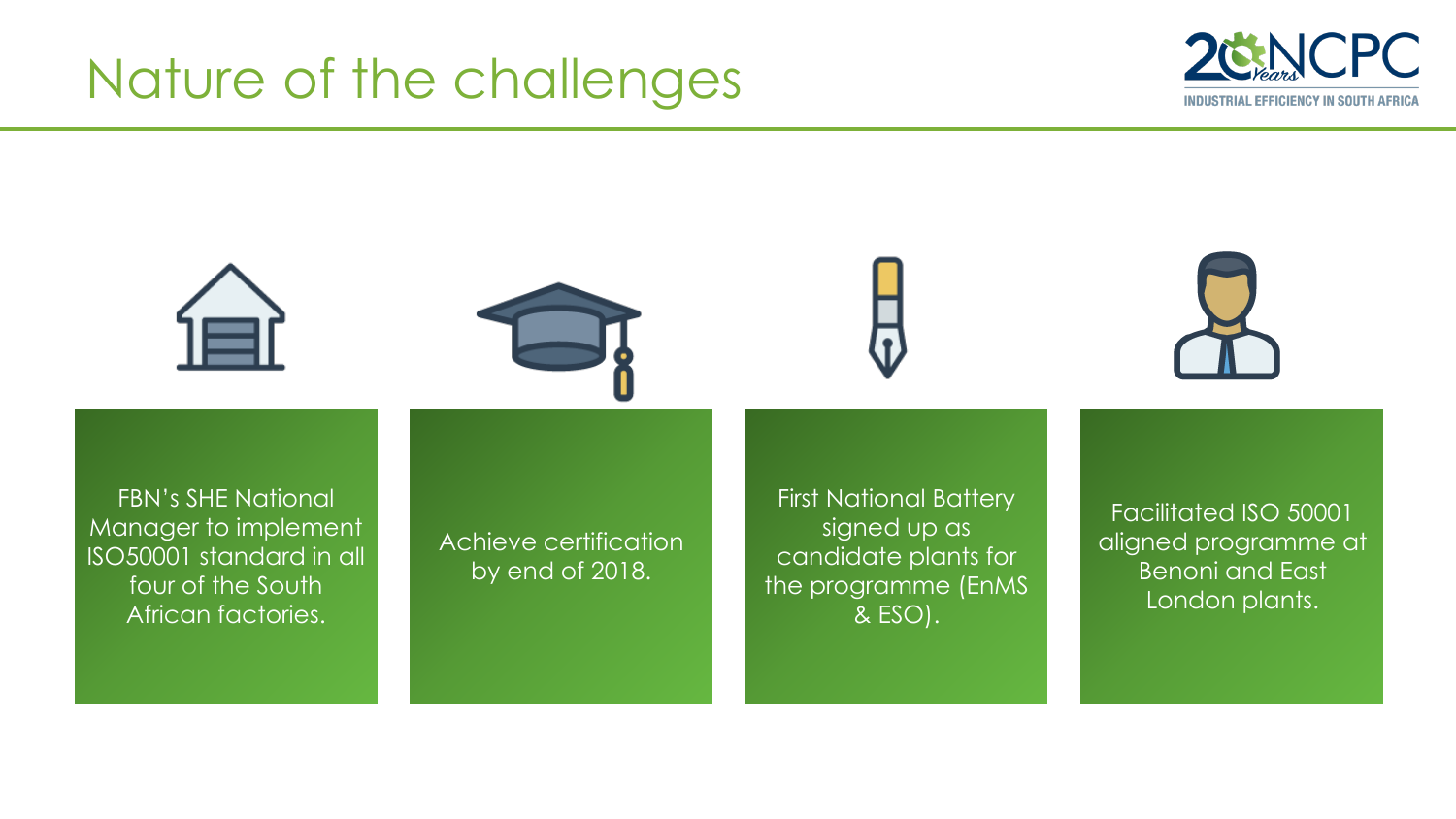# Nature of the challenges

- FBN's SHE National Manager to implement ISO50001 standard in all four of the South African factories.
- Achieve certification by end of 2018.
- First National Battery signed up as candidate plants for the programme (EnMS & ESO).
- Facilitated ISO 50001 aligned programme at Benoni and East London plants.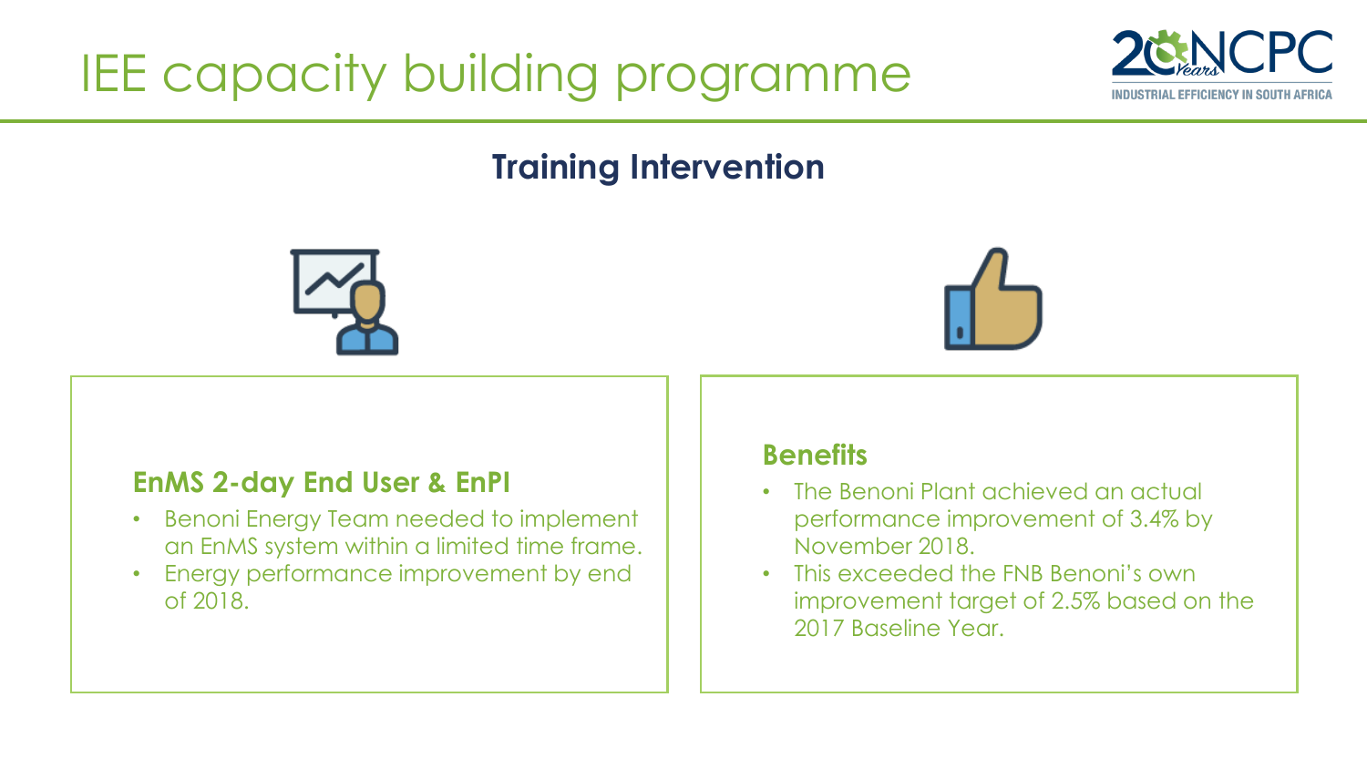# IEE capacity building programme

## Training Intervention

### EnMS 2-day End User & EnPI

- Benoni Energy Team needed to implement an EnMS system within a limited time frame.
- Energy performance improvement by end of 2018.

### Benefits

- The Benoni Plant achieved an actual performance improvement of 3.4% by November 2018.
- This exceeded the FNB Benoni's own improvement target of 2.5% based on the 2017 Baseline Year.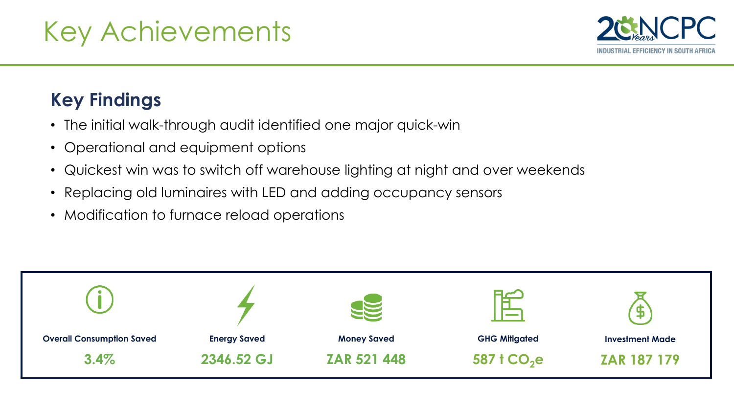# Key Achievements

## Key Findings

- The initial walk-through audit identified one major quick-win
- Operational and equipment options
- Quickest win was to switch off warehouse lighting at night and over weekends
- Replacing old luminaires with LED and adding occupancy sensors
- Modification to furnace reload operations

| Overall Consumption Saved | Energy Saved | Money Saved | GHG Mitigated | Investment Made |
| --- | --- | --- | --- | --- |
| **3.4%** | **2346.52 GJ** | **ZAR 521 448** | **587 t $CO_2e$** | **ZAR 187 179** |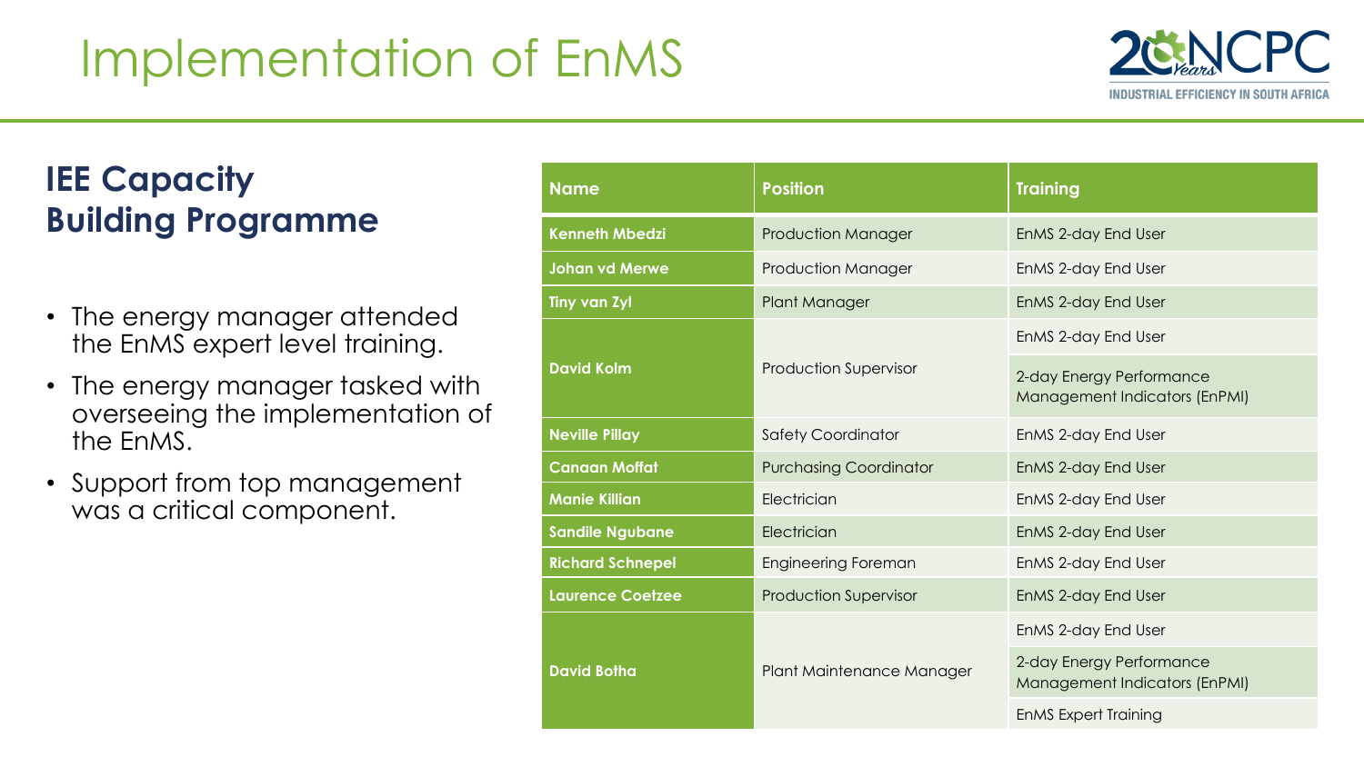# Implementation of EnMS

## IEE Capacity Building Programme

- The energy manager attended the EnMS expert level training.
- The energy manager tasked with overseeing the implementation of the EnMS.
- Support from top management was a critical component.

| Name | Position | Training |
|---|---|---|
| Kenneth Mbedzi | Production Manager | EnMS 2-day End User |
| Johan vd Merwe | Production Manager | EnMS 2-day End User |
| Tiny van Zyl | Plant Manager | EnMS 2-day End User |
| David Kolm | Production Supervisor | EnMS 2-day End User |
| | | 2-day Energy Performance Management Indicators (EnPMI) |
| Neville Pillay | Safety Coordinator | EnMS 2-day End User |
| Canaan Moffat | Purchasing Coordinator | EnMS 2-day End User |
| Manie Killian | Electrician | EnMS 2-day End User |
| Sandile Ngubane | Electrician | EnMS 2-day End User |
| Richard Schnepel | Engineering Foreman | EnMS 2-day End User |
| Laurence Coetzee | Production Supervisor | EnMS 2-day End User |
| David Botha | Plant Maintenance Manager | EnMS 2-day End User |
| | | 2-day Energy Performance Management Indicators (EnPMI) |
| | | EnMS Expert Training |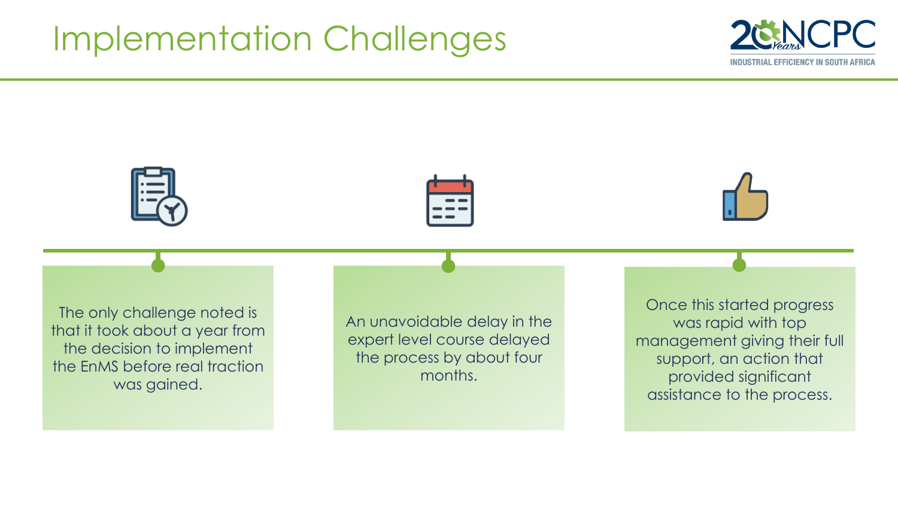# Implementation Challenges

- The only challenge noted is that it took about a year from the decision to implement the EnMS before real traction was gained.
- An unavoidable delay in the expert level course delayed the process by about four months.
- Once this started progress was rapid with top management giving their full support, an action that provided significant assistance to the process.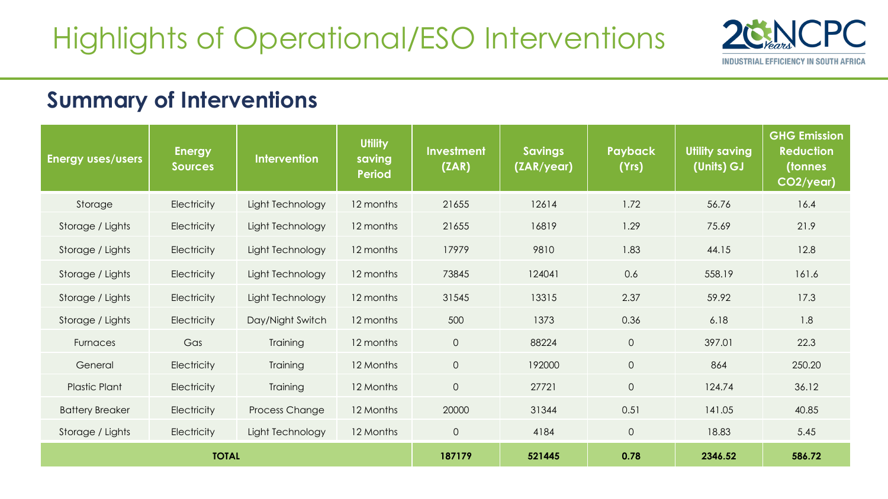# Highlights of Operational/ESO Interventions

## Summary of Interventions

| Energy uses/users | Energy Sources | Intervention | Utility saving Period | Investment (ZAR) | Savings (ZAR/year) | Payback (Yrs) | Utility saving (Units) GJ | GHG Emission Reduction (tonnes $CO_2$/year) |
|---|---|---|---|---|---|---|---|---|
| Storage | Electricity | Light Technology | 12 months | 21655 | 12614 | 1.72 | 56.76 | 16.4 |
| Storage / Lights | Electricity | Light Technology | 12 months | 21655 | 16819 | 1.29 | 75.69 | 21.9 |
| Storage / Lights | Electricity | Light Technology | 12 months | 17979 | 9810 | 1.83 | 44.15 | 12.8 |
| Storage / Lights | Electricity | Light Technology | 12 months | 73845 | 124041 | 0.6 | 558.19 | 161.6 |
| Storage / Lights | Electricity | Light Technology | 12 months | 31545 | 13315 | 2.37 | 59.92 | 17.3 |
| Storage / Lights | Electricity | Day/Night Switch | 12 months | 500 | 1373 | 0.36 | 6.18 | 1.8 |
| Furnaces | Gas | Training | 12 months | 0 | 88224 | 0 | 397.01 | 22.3 |
| General | Electricity | Training | 12 Months | 0 | 192000 | 0 | 864 | 250.20 |
| Plastic Plant | Electricity | Training | 12 Months | 0 | 27721 | 0 | 124.74 | 36.12 |
| Battery Breaker | Electricity | Process Change | 12 Months | 20000 | 31344 | 0.51 | 141.05 | 40.85 |
| Storage / Lights | Electricity | Light Technology | 12 Months | 0 | 4184 | 0 | 18.83 | 5.45 |
| **TOTAL** | | | | **187179** | **521445** | **0.78** | **2346.52** | **586.72** |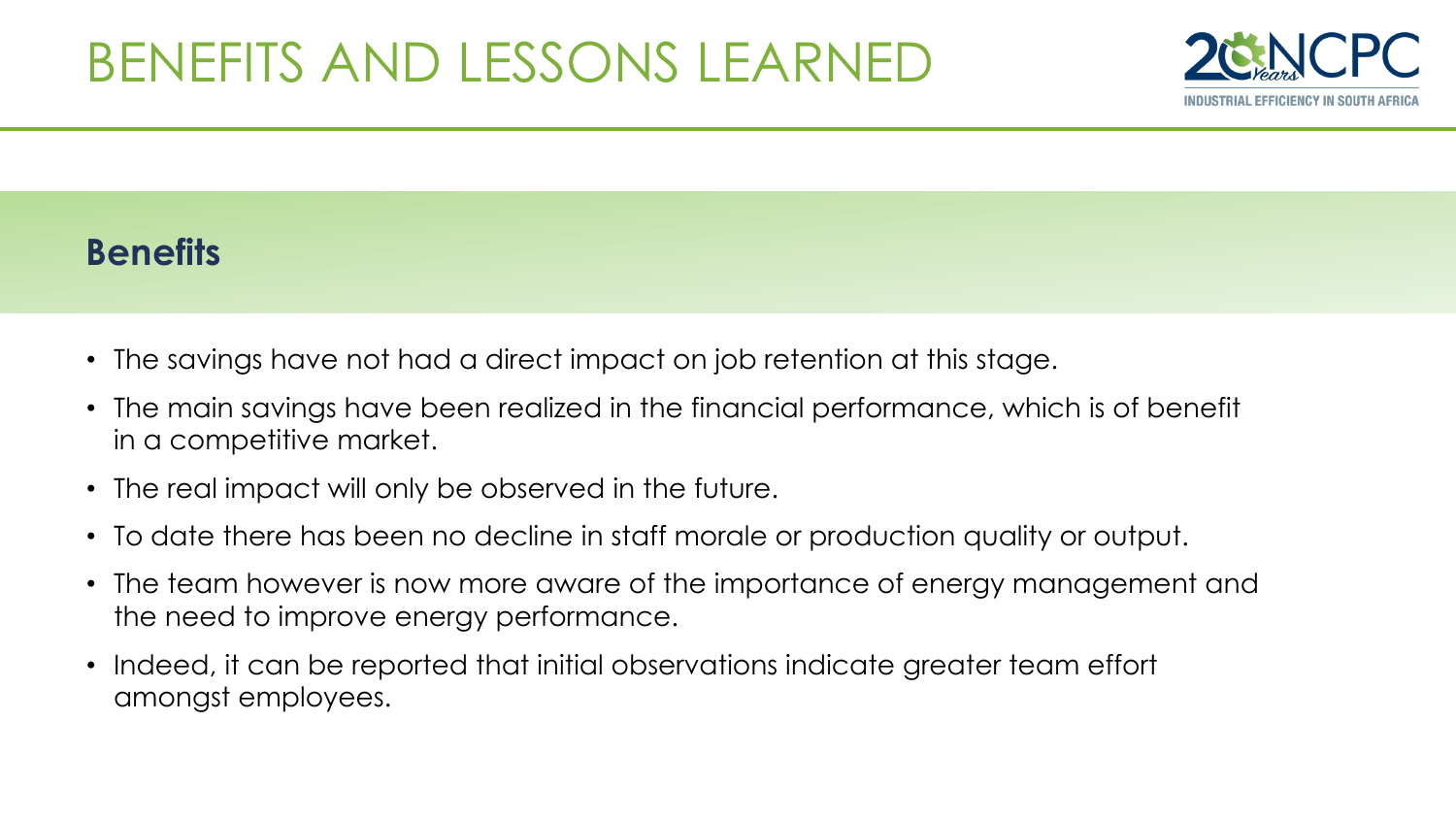# BENEFITS AND LESSONS LEARNED

## Benefits

- The savings have not had a direct impact on job retention at this stage.
- The main savings have been realized in the financial performance, which is of benefit in a competitive market.
- The real impact will only be observed in the future.
- To date there has been no decline in staff morale or production quality or output.
- The team however is now more aware of the importance of energy management and the need to improve energy performance.
- Indeed, it can be reported that initial observations indicate greater team effort amongst employees.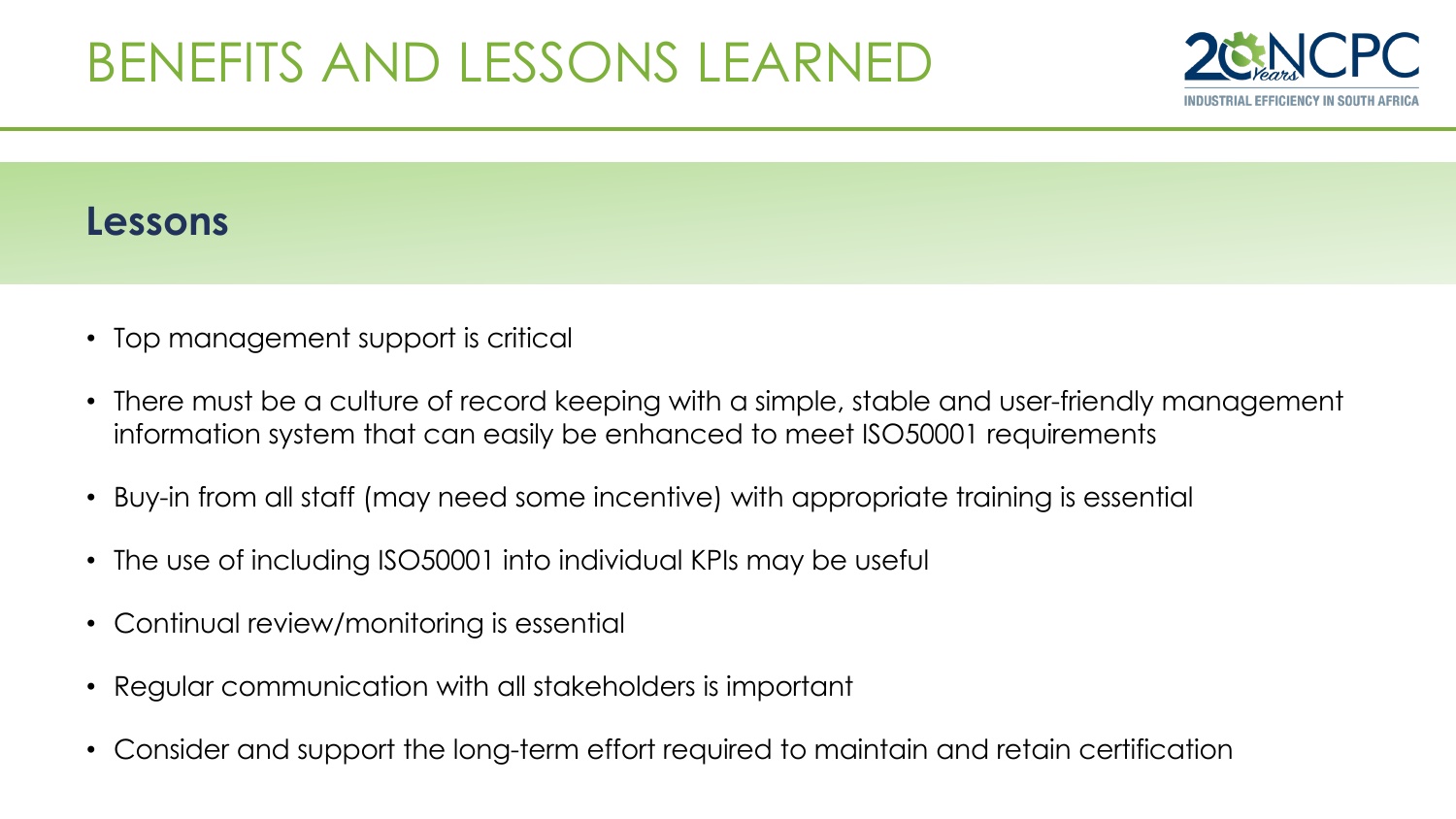# BENEFITS AND LESSONS LEARNED

## Lessons

- Top management support is critical
- There must be a culture of record keeping with a simple, stable and user-friendly management information system that can easily be enhanced to meet ISO50001 requirements
- Buy-in from all staff (may need some incentive) with appropriate training is essential
- The use of including ISO50001 into individual KPIs may be useful
- Continual review/monitoring is essential
- Regular communication with all stakeholders is important
- Consider and support the long-term effort required to maintain and retain certification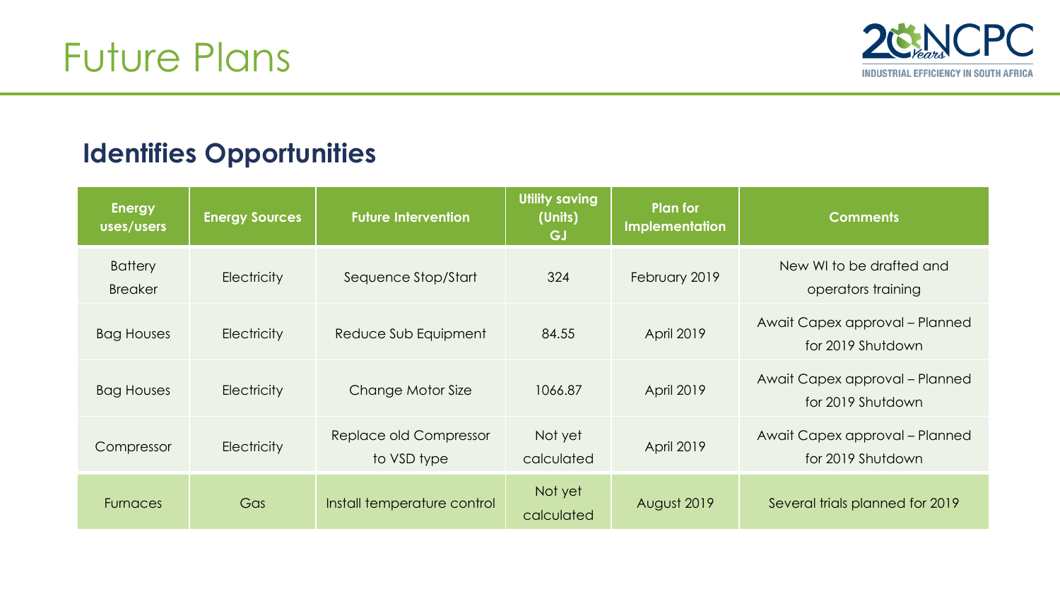# Future Plans

## Identifies Opportunities

| Energy uses/users | Energy Sources | Future Intervention | Utility saving (Units) GJ | Plan for Implementation | Comments |
|---|---|---|---|---|---|
| Battery Breaker | Electricity | Sequence Stop/Start | 324 | February 2019 | New WI to be drafted and operators training |
| Bag Houses | Electricity | Reduce Sub Equipment | 84.55 | April 2019 | Await Capex approval – Planned for 2019 Shutdown |
| Bag Houses | Electricity | Change Motor Size | 1066.87 | April 2019 | Await Capex approval – Planned for 2019 Shutdown |
| Compressor | Electricity | Replace old Compressor to VSD type | Not yet calculated | April 2019 | Await Capex approval – Planned for 2019 Shutdown |
| Furnaces | Gas | Install temperature control | Not yet calculated | August 2019 | Several trials planned for 2019 |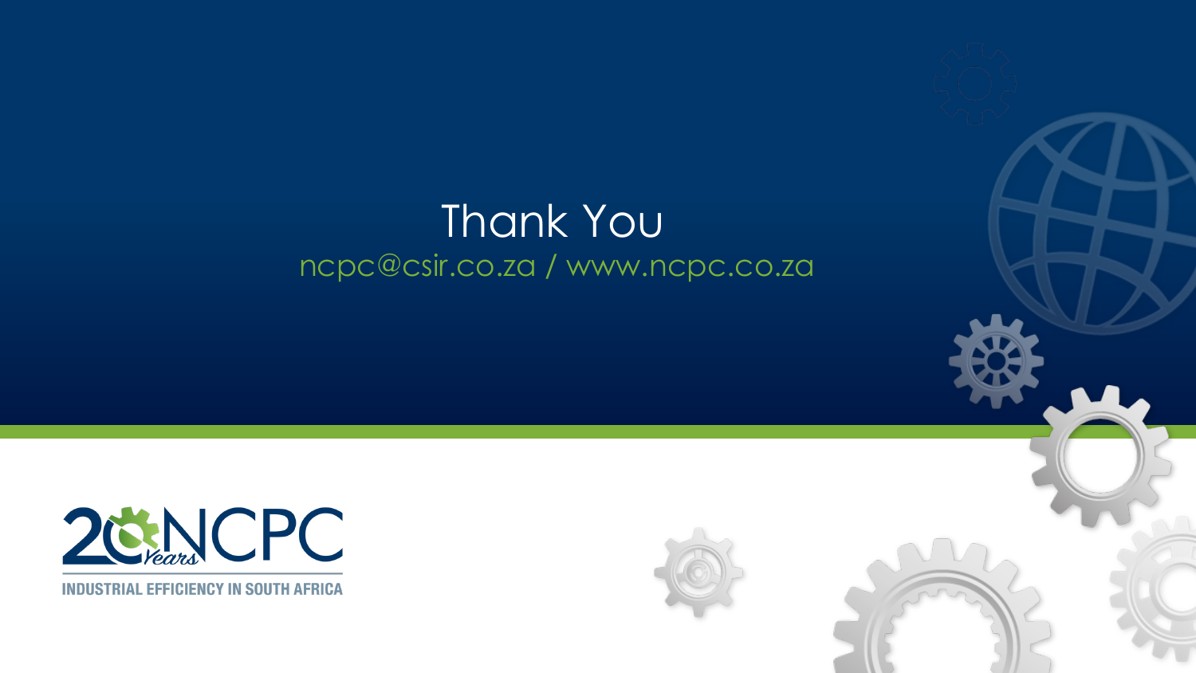# Thank You

ncpc@csir.co.za / www.ncpc.co.za

20 Years NCPC

INDUSTRIAL EFFICIENCY IN SOUTH AFRICA